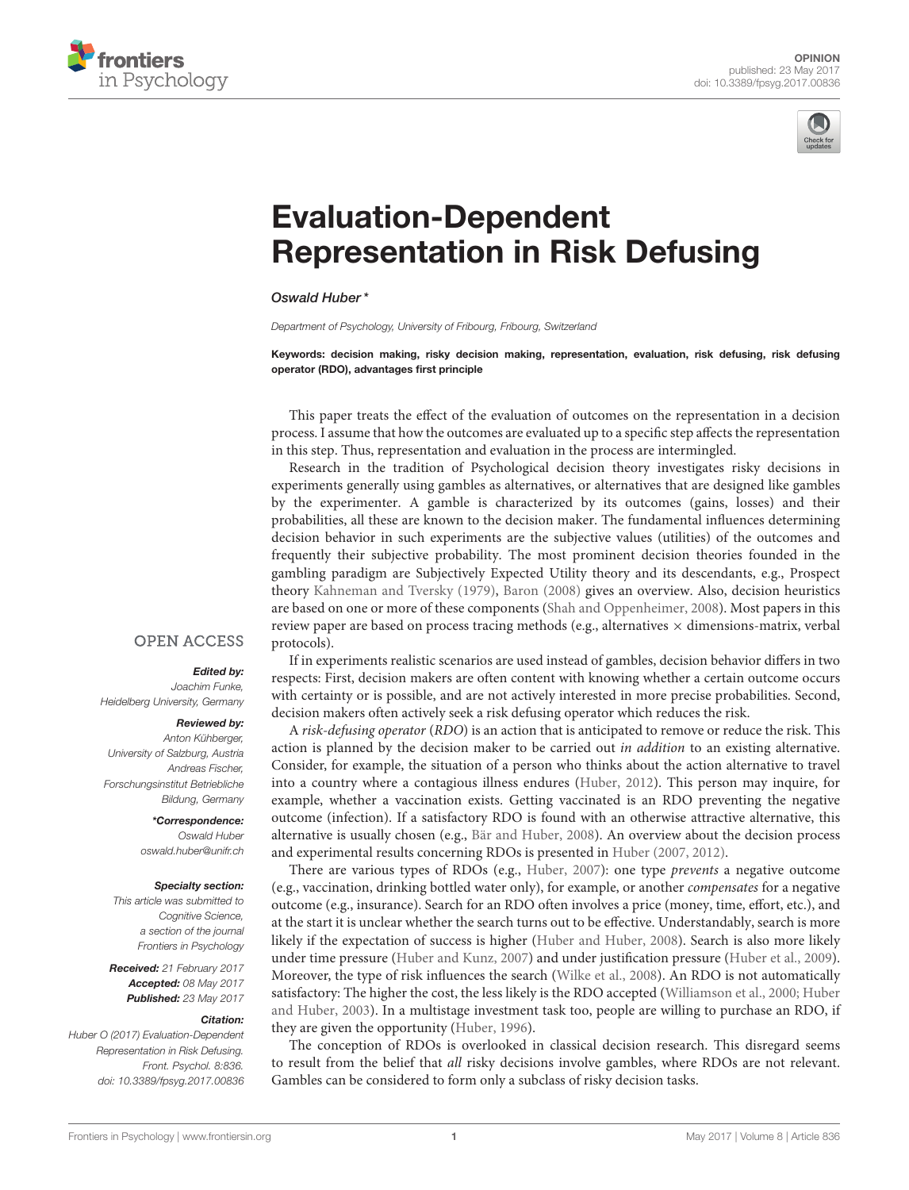OPINION
published: 23 May 2017
doi: 10.3389/fpsyg.2017.00836

# Evaluation-Dependent Representation in Risk Defusing

*Oswald Huber\**

*Department of Psychology, University of Fribourg, Fribourg, Switzerland*

**Keywords: decision making, risky decision making, representation, evaluation, risk defusing, risk defusing operator (RDO), advantages first principle**

OPEN ACCESS

***Edited by:***
*Joachim Funke, Heidelberg University, Germany*

***Reviewed by:***
*Anton Kühberger, University of Salzburg, Austria*
*Andreas Fischer, Forschungsinstitut Betriebliche Bildung, Germany*

***\*Correspondence:***
*Oswald Huber*
*oswald.huber@unifr.ch*

***Specialty section:***
*This article was submitted to Cognitive Science, a section of the journal Frontiers in Psychology*

***Received:*** *21 February 2017*
***Accepted:*** *08 May 2017*
***Published:*** *23 May 2017*

***Citation:***
*Huber O (2017) Evaluation-Dependent Representation in Risk Defusing. Front. Psychol. 8:836. doi: 10.3389/fpsyg.2017.00836*

This paper treats the effect of the evaluation of outcomes on the representation in a decision process. I assume that how the outcomes are evaluated up to a specific step affects the representation in this step. Thus, representation and evaluation in the process are intermingled.

Research in the tradition of Psychological decision theory investigates risky decisions in experiments generally using gambles as alternatives, or alternatives that are designed like gambles by the experimenter. A gamble is characterized by its outcomes (gains, losses) and their probabilities, all these are known to the decision maker. The fundamental influences determining decision behavior in such experiments are the subjective values (utilities) of the outcomes and frequently their subjective probability. The most prominent decision theories founded in the gambling paradigm are Subjectively Expected Utility theory and its descendants, e.g., Prospect theory Kahneman and Tversky (1979), Baron (2008) gives an overview. Also, decision heuristics are based on one or more of these components (Shah and Oppenheimer, 2008). Most papers in this review paper are based on process tracing methods (e.g., alternatives × dimensions-matrix, verbal protocols).

If in experiments realistic scenarios are used instead of gambles, decision behavior differs in two respects: First, decision makers are often content with knowing whether a certain outcome occurs with certainty or is possible, and are not actively interested in more precise probabilities. Second, decision makers often actively seek a risk defusing operator which reduces the risk.

A *risk-defusing operator* (*RDO*) is an action that is anticipated to remove or reduce the risk. This action is planned by the decision maker to be carried out *in addition* to an existing alternative. Consider, for example, the situation of a person who thinks about the action alternative to travel into a country where a contagious illness endures (Huber, 2012). This person may inquire, for example, whether a vaccination exists. Getting vaccinated is an RDO preventing the negative outcome (infection). If a satisfactory RDO is found with an otherwise attractive alternative, this alternative is usually chosen (e.g., Bär and Huber, 2008). An overview about the decision process and experimental results concerning RDOs is presented in Huber (2007, 2012).

There are various types of RDOs (e.g., Huber, 2007): one type *prevents* a negative outcome (e.g., vaccination, drinking bottled water only), for example, or another *compensates* for a negative outcome (e.g., insurance). Search for an RDO often involves a price (money, time, effort, etc.), and at the start it is unclear whether the search turns out to be effective. Understandably, search is more likely if the expectation of success is higher (Huber and Huber, 2008). Search is also more likely under time pressure (Huber and Kunz, 2007) and under justification pressure (Huber et al., 2009). Moreover, the type of risk influences the search (Wilke et al., 2008). An RDO is not automatically satisfactory: The higher the cost, the less likely is the RDO accepted (Williamson et al., 2000; Huber and Huber, 2003). In a multistage investment task too, people are willing to purchase an RDO, if they are given the opportunity (Huber, 1996).

The conception of RDOs is overlooked in classical decision research. This disregard seems to result from the belief that *all* risky decisions involve gambles, where RDOs are not relevant. Gambles can be considered to form only a subclass of risky decision tasks.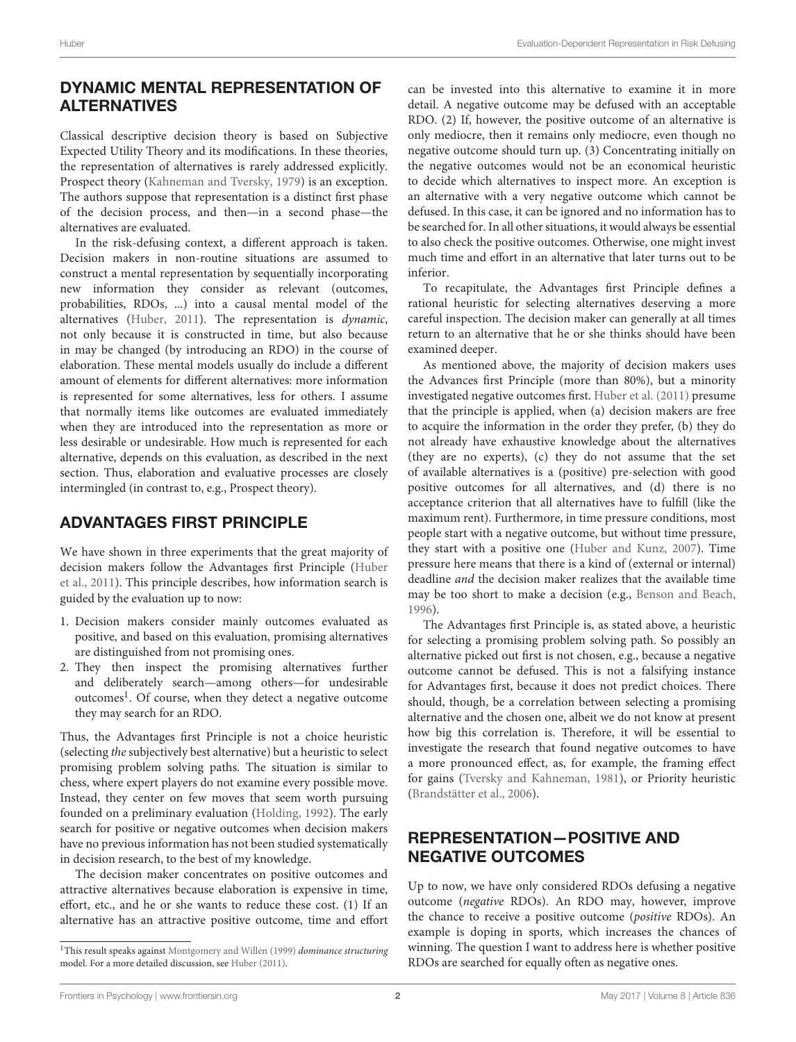## DYNAMIC MENTAL REPRESENTATION OF ALTERNATIVES

Classical descriptive decision theory is based on Subjective Expected Utility Theory and its modifications. In these theories, the representation of alternatives is rarely addressed explicitly. Prospect theory (Kahneman and Tversky, 1979) is an exception. The authors suppose that representation is a distinct first phase of the decision process, and then—in a second phase—the alternatives are evaluated.

In the risk-defusing context, a different approach is taken. Decision makers in non-routine situations are assumed to construct a mental representation by sequentially incorporating new information they consider as relevant (outcomes, probabilities, RDOs, ...) into a causal mental model of the alternatives (Huber, 2011). The representation is *dynamic*, not only because it is constructed in time, but also because in may be changed (by introducing an RDO) in the course of elaboration. These mental models usually do include a different amount of elements for different alternatives: more information is represented for some alternatives, less for others. I assume that normally items like outcomes are evaluated immediately when they are introduced into the representation as more or less desirable or undesirable. How much is represented for each alternative, depends on this evaluation, as described in the next section. Thus, elaboration and evaluative processes are closely intermingled (in contrast to, e.g., Prospect theory).

## ADVANTAGES FIRST PRINCIPLE

We have shown in three experiments that the great majority of decision makers follow the Advantages first Principle (Huber et al., 2011). This principle describes, how information search is guided by the evaluation up to now:

1. Decision makers consider mainly outcomes evaluated as positive, and based on this evaluation, promising alternatives are distinguished from not promising ones.
2. They then inspect the promising alternatives further and deliberately search—among others—for undesirable outcomes[1]. Of course, when they detect a negative outcome they may search for an RDO.

Thus, the Advantages first Principle is not a choice heuristic (selecting *the* subjectively best alternative) but a heuristic to select promising problem solving paths. The situation is similar to chess, where expert players do not examine every possible move. Instead, they center on few moves that seem worth pursuing founded on a preliminary evaluation (Holding, 1992). The early search for positive or negative outcomes when decision makers have no previous information has not been studied systematically in decision research, to the best of my knowledge.

The decision maker concentrates on positive outcomes and attractive alternatives because elaboration is expensive in time, effort, etc., and he or she wants to reduce these cost. (1) If an alternative has an attractive positive outcome, time and effort can be invested into this alternative to examine it in more detail. A negative outcome may be defused with an acceptable RDO. (2) If, however, the positive outcome of an alternative is only mediocre, then it remains only mediocre, even though no negative outcome should turn up. (3) Concentrating initially on the negative outcomes would not be an economical heuristic to decide which alternatives to inspect more. An exception is an alternative with a very negative outcome which cannot be defused. In this case, it can be ignored and no information has to be searched for. In all other situations, it would always be essential to also check the positive outcomes. Otherwise, one might invest much time and effort in an alternative that later turns out to be inferior.

To recapitulate, the Advantages first Principle defines a rational heuristic for selecting alternatives deserving a more careful inspection. The decision maker can generally at all times return to an alternative that he or she thinks should have been examined deeper.

As mentioned above, the majority of decision makers uses the Advances first Principle (more than 80%), but a minority investigated negative outcomes first. Huber et al. (2011) presume that the principle is applied, when (a) decision makers are free to acquire the information in the order they prefer, (b) they do not already have exhaustive knowledge about the alternatives (they are no experts), (c) they do not assume that the set of available alternatives is a (positive) pre-selection with good positive outcomes for all alternatives, and (d) there is no acceptance criterion that all alternatives have to fulfill (like the maximum rent). Furthermore, in time pressure conditions, most people start with a negative outcome, but without time pressure, they start with a positive one (Huber and Kunz, 2007). Time pressure here means that there is a kind of (external or internal) deadline *and* the decision maker realizes that the available time may be too short to make a decision (e.g., Benson and Beach, 1996).

The Advantages first Principle is, as stated above, a heuristic for selecting a promising problem solving path. So possibly an alternative picked out first is not chosen, e.g., because a negative outcome cannot be defused. This is not a falsifying instance for Advantages first, because it does not predict choices. There should, though, be a correlation between selecting a promising alternative and the chosen one, albeit we do not know at present how big this correlation is. Therefore, it will be essential to investigate the research that found negative outcomes to have a more pronounced effect, as, for example, the framing effect for gains (Tversky and Kahneman, 1981), or Priority heuristic (Brandstätter et al., 2006).

## REPRESENTATION—POSITIVE AND NEGATIVE OUTCOMES

Up to now, we have only considered RDOs defusing a negative outcome (*negative* RDOs). An RDO may, however, improve the chance to receive a positive outcome (*positive* RDOs). An example is doping in sports, which increases the chances of winning. The question I want to address here is whether positive RDOs are searched for equally often as negative ones.

[1] This result speaks against Montgomery and Willén (1999) *dominance structuring* model. For a more detailed discussion, see Huber (2011).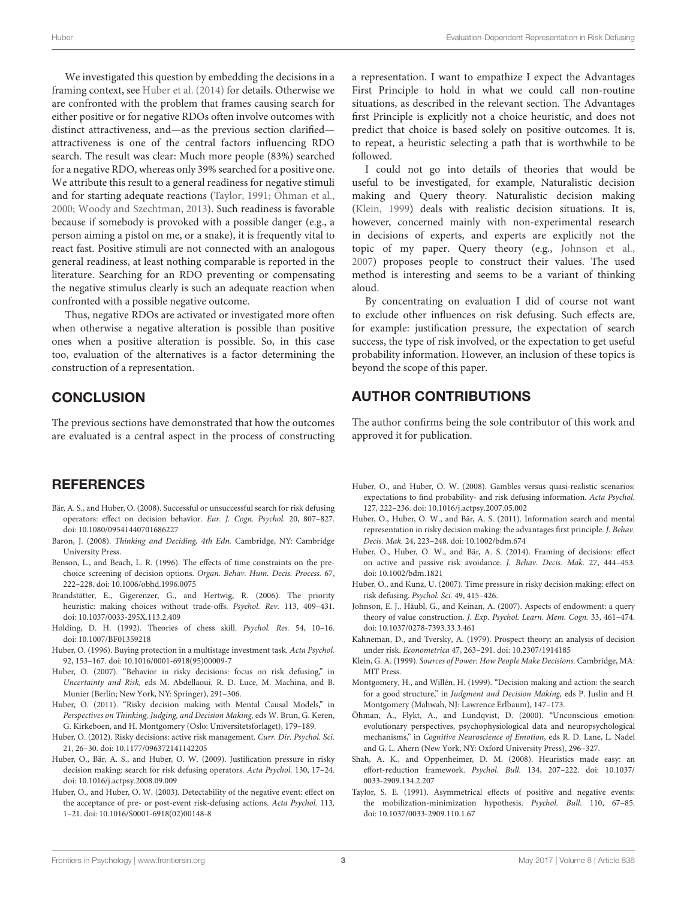We investigated this question by embedding the decisions in a framing context, see Huber et al. (2014) for details. Otherwise we are confronted with the problem that frames causing search for either positive or for negative RDOs often involve outcomes with distinct attractiveness, and—as the previous section clarified—attractiveness is one of the central factors influencing RDO search. The result was clear: Much more people (83%) searched for a negative RDO, whereas only 39% searched for a positive one. We attribute this result to a general readiness for negative stimuli and for starting adequate reactions (Taylor, 1991; Öhman et al., 2000; Woody and Szechtman, 2013). Such readiness is favorable because if somebody is provoked with a possible danger (e.g., a person aiming a pistol on me, or a snake), it is frequently vital to react fast. Positive stimuli are not connected with an analogous general readiness, at least nothing comparable is reported in the literature. Searching for an RDO preventing or compensating the negative stimulus clearly is such an adequate reaction when confronted with a possible negative outcome.

Thus, negative RDOs are activated or investigated more often when otherwise a negative alteration is possible than positive ones when a positive alteration is possible. So, in this case too, evaluation of the alternatives is a factor determining the construction of a representation.

## CONCLUSION

The previous sections have demonstrated that how the outcomes are evaluated is a central aspect in the process of constructing a representation. I want to empathize I expect the Advantages First Principle to hold in what we could call non-routine situations, as described in the relevant section. The Advantages first Principle is explicitly not a choice heuristic, and does not predict that choice is based solely on positive outcomes. It is, to repeat, a heuristic selecting a path that is worthwhile to be followed.

I could not go into details of theories that would be useful to be investigated, for example, Naturalistic decision making and Query theory. Naturalistic decision making (Klein, 1999) deals with realistic decision situations. It is, however, concerned mainly with non-experimental research in decisions of experts, and experts are explicitly not the topic of my paper. Query theory (e.g., Johnson et al., 2007) proposes people to construct their values. The used method is interesting and seems to be a variant of thinking aloud.

By concentrating on evaluation I did of course not want to exclude other influences on risk defusing. Such effects are, for example: justification pressure, the expectation of search success, the type of risk involved, or the expectation to get useful probability information. However, an inclusion of these topics is beyond the scope of this paper.

## AUTHOR CONTRIBUTIONS

The author confirms being the sole contributor of this work and approved it for publication.

## REFERENCES

Bär, A. S., and Huber, O. (2008). Successful or unsuccessful search for risk defusing operators: effect on decision behavior. *Eur. J. Cogn. Psychol.* 20, 807–827. doi: 10.1080/09541440701686227

Baron, J. (2008). *Thinking and Deciding, 4th Edn.* Cambridge, NY: Cambridge University Press.

Benson, L., and Beach, L. R. (1996). The effects of time constraints on the prechoice screening of decision options. *Organ. Behav. Hum. Decis. Process.* 67, 222–228. doi: 10.1006/obhd.1996.0075

Brandstätter, E., Gigerenzer, G., and Hertwig, R. (2006). The priority heuristic: making choices without trade-offs. *Psychol. Rev.* 113, 409–431. doi: 10.1037/0033-295X.113.2.409

Holding, D. H. (1992). Theories of chess skill. *Psychol. Res.* 54, 10–16. doi: 10.1007/BF01359218

Huber, O. (1996). Buying protection in a multistage investment task. *Acta Psychol.* 92, 153–167. doi: 10.1016/0001-6918(95)00009-7

Huber, O. (2007). "Behavior in risky decisions: focus on risk defusing," in *Uncertainty and Risk,* eds M. Abdellaoui, R. D. Luce, M. Machina, and B. Munier (Berlin; New York, NY: Springer), 291–306.

Huber, O. (2011). "Risky decision making with Mental Causal Models," in *Perspectives on Thinking, Judging, and Decision Making,* eds W. Brun, G. Keren, G. Kirkeboen, and H. Montgomery (Oslo: Universitetsforlaget), 179–189.

Huber, O. (2012). Risky decisions: active risk management. *Curr. Dir. Psychol. Sci.* 21, 26–30. doi: 10.1177/096372141142205

Huber, O., Bär, A. S., and Huber, O. W. (2009). Justification pressure in risky decision making: search for risk defusing operators. *Acta Psychol.* 130, 17–24. doi: 10.1016/j.actpsy.2008.09.009

Huber, O., and Huber, O. W. (2003). Detectability of the negative event: effect on the acceptance of pre- or post-event risk-defusing actions. *Acta Psychol.* 113, 1–21. doi: 10.1016/S0001-6918(02)00148-8

Huber, O., and Huber, O. W. (2008). Gambles versus quasi-realistic scenarios: expectations to find probability- and risk defusing information. *Acta Psychol.* 127, 222–236. doi: 10.1016/j.actpsy.2007.05.002

Huber, O., Huber, O. W., and Bär, A. S. (2011). Information search and mental representation in risky decision making: the advantages first principle. *J. Behav. Decis. Mak.* 24, 223–248. doi: 10.1002/bdm.674

Huber, O., Huber, O. W., and Bär, A. S. (2014). Framing of decisions: effect on active and passive risk avoidance. *J. Behav. Decis. Mak.* 27, 444–453. doi: 10.1002/bdm.1821

Huber, O., and Kunz, U. (2007). Time pressure in risky decision making: effect on risk defusing. *Psychol. Sci.* 49, 415–426.

Johnson, E. J., Häubl, G., and Keinan, A. (2007). Aspects of endowment: a query theory of value construction. *J. Exp. Psychol. Learn. Mem. Cogn.* 33, 461–474. doi: 10.1037/0278-7393.33.3.461

Kahneman, D., and Tversky, A. (1979). Prospect theory: an analysis of decision under risk. *Econometrica* 47, 263–291. doi: 10.2307/1914185

Klein, G. A. (1999). *Sources of Power: How People Make Decisions.* Cambridge, MA: MIT Press.

Montgomery, H., and Willén, H. (1999). "Decision making and action: the search for a good structure," in *Judgment and Decision Making,* eds P. Juslin and H. Montgomery (Mahwah, NJ: Lawrence Erlbaum), 147–173.

Öhman, A., Flykt, A., and Lundqvist, D. (2000). "Unconscious emotion: evolutionary perspectives, psychophysiological data and neuropsychological mechanisms," in *Cognitive Neuroscience of Emotion*, eds R. D. Lane, L. Nadel and G. L. Ahern (New York, NY: Oxford University Press), 296–327.

Shah, A. K., and Oppenheimer, D. M. (2008). Heuristics made easy: an effort-reduction framework. *Psychol. Bull.* 134, 207–222. doi: 10.1037/0033-2909.134.2.207

Taylor, S. E. (1991). Asymmetrical effects of positive and negative events: the mobilization-minimization hypothesis. *Psychol. Bull.* 110, 67–85. doi: 10.1037/0033-2909.110.1.67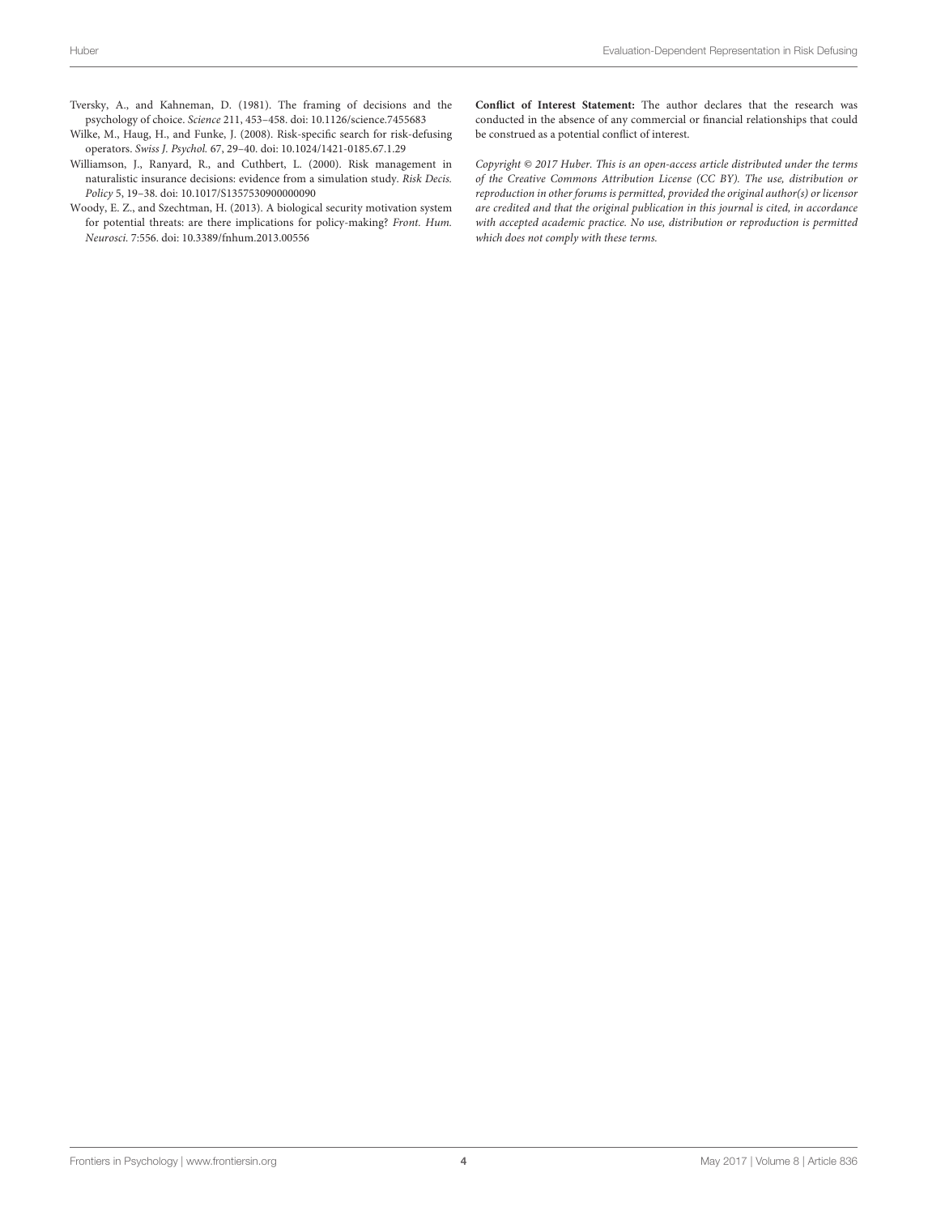Tversky, A., and Kahneman, D. (1981). The framing of decisions and the psychology of choice. *Science* 211, 453–458. doi: 10.1126/science.7455683

Wilke, M., Haug, H., and Funke, J. (2008). Risk-specific search for risk-defusing operators. *Swiss J. Psychol.* 67, 29–40. doi: 10.1024/1421-0185.67.1.29

Williamson, J., Ranyard, R., and Cuthbert, L. (2000). Risk management in naturalistic insurance decisions: evidence from a simulation study. *Risk Decis. Policy* 5, 19–38. doi: 10.1017/S1357530900000090

Woody, E. Z., and Szechtman, H. (2013). A biological security motivation system for potential threats: are there implications for policy-making? *Front. Hum. Neurosci.* 7:556. doi: 10.3389/fnhum.2013.00556

**Conflict of Interest Statement:** The author declares that the research was conducted in the absence of any commercial or financial relationships that could be construed as a potential conflict of interest.

*Copyright © 2017 Huber. This is an open-access article distributed under the terms of the Creative Commons Attribution License (CC BY). The use, distribution or reproduction in other forums is permitted, provided the original author(s) or licensor are credited and that the original publication in this journal is cited, in accordance with accepted academic practice. No use, distribution or reproduction is permitted which does not comply with these terms.*